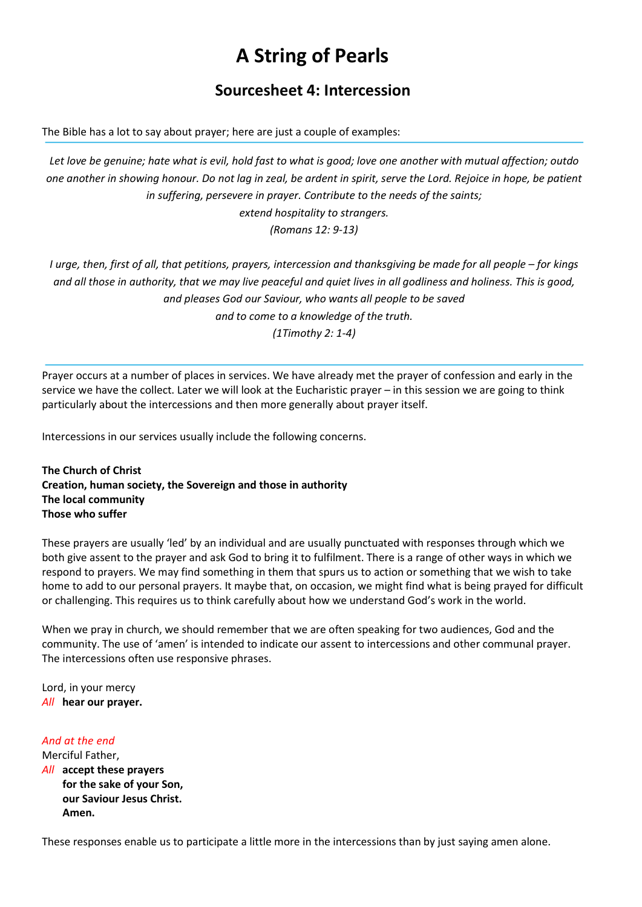# A String of Pearls

## Sourcesheet 4: Intercession

The Bible has a lot to say about prayer; here are just a couple of examples:

---

*Let love be genuine; hate what is evil, hold fast to what is good; love one another with mutual affection; outdo one another in showing honour. Do not lag in zeal, be ardent in spirit, serve the Lord. Rejoice in hope, be patient in suffering, persevere in prayer. Contribute to the needs of the saints; extend hospitality to strangers.*
*(Romans 12: 9-13)*

*I urge, then, first of all, that petitions, prayers, intercession and thanksgiving be made for all people – for kings and all those in authority, that we may live peaceful and quiet lives in all godliness and holiness. This is good, and pleases God our Saviour, who wants all people to be saved and to come to a knowledge of the truth.*
*(1Timothy 2: 1-4)*

---

Prayer occurs at a number of places in services. We have already met the prayer of confession and early in the service we have the collect. Later we will look at the Eucharistic prayer – in this session we are going to think particularly about the intercessions and then more generally about prayer itself.

Intercessions in our services usually include the following concerns.

**The Church of Christ**
**Creation, human society, the Sovereign and those in authority**
**The local community**
**Those who suffer**

These prayers are usually 'led' by an individual and are usually punctuated with responses through which we both give assent to the prayer and ask God to bring it to fulfilment. There is a range of other ways in which we respond to prayers. We may find something in them that spurs us to action or something that we wish to take home to add to our personal prayers. It maybe that, on occasion, we might find what is being prayed for difficult or challenging. This requires us to think carefully about how we understand God's work in the world.

When we pray in church, we should remember that we are often speaking for two audiences, God and the community. The use of 'amen' is intended to indicate our assent to intercessions and other communal prayer. The intercessions often use responsive phrases.

Lord, in your mercy
*All* **hear our prayer.**

*And at the end*
Merciful Father,
*All* **accept these prayers**
**for the sake of your Son,**
**our Saviour Jesus Christ.**
**Amen.**

These responses enable us to participate a little more in the intercessions than by just saying amen alone.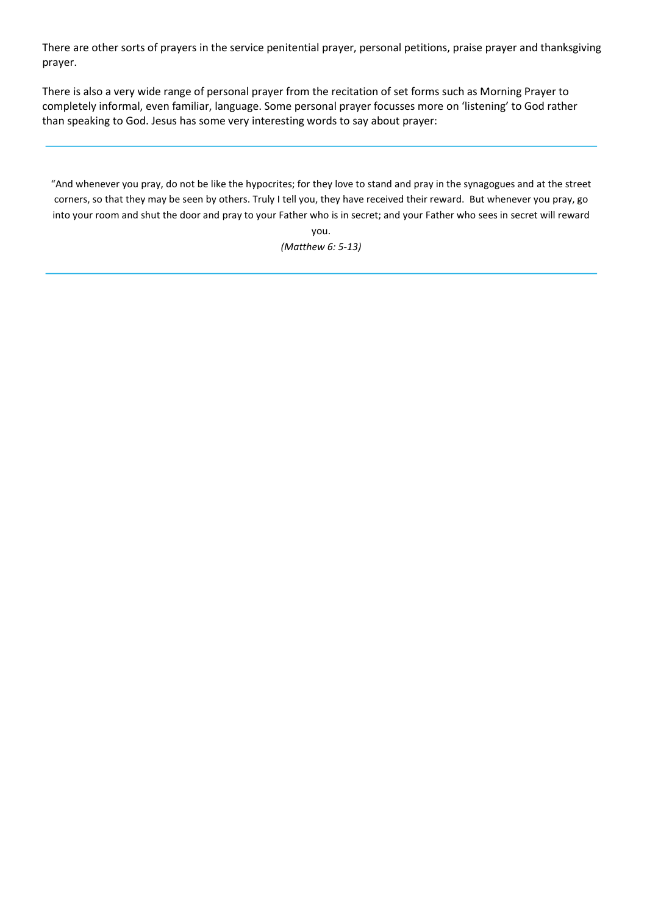There are other sorts of prayers in the service penitential prayer, personal petitions, praise prayer and thanksgiving prayer.

There is also a very wide range of personal prayer from the recitation of set forms such as Morning Prayer to completely informal, even familiar, language. Some personal prayer focusses more on 'listening' to God rather than speaking to God. Jesus has some very interesting words to say about prayer:

---

> "And whenever you pray, do not be like the hypocrites; for they love to stand and pray in the synagogues and at the street corners, so that they may be seen by others. Truly I tell you, they have received their reward. But whenever you pray, go into your room and shut the door and pray to your Father who is in secret; and your Father who sees in secret will reward you.
>
> *(Matthew 6: 5-13)*

---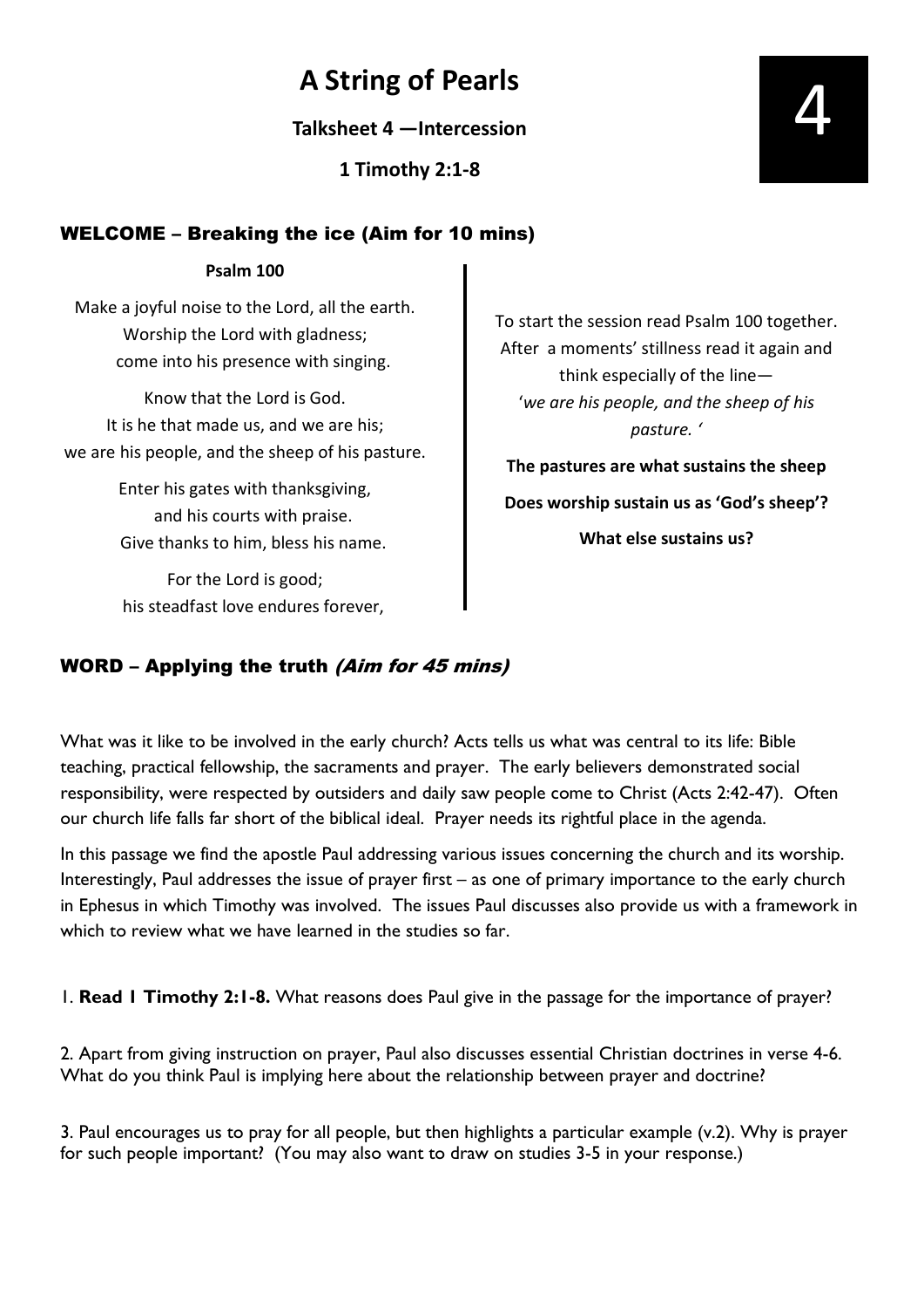# A String of Pearls

**Talksheet 4 —Intercession**

**1 Timothy 2:1-8**

4

## WELCOME – Breaking the ice (Aim for 10 mins)

**Psalm 100**

Make a joyful noise to the Lord, all the earth.
Worship the Lord with gladness;
come into his presence with singing.

Know that the Lord is God.
It is he that made us, and we are his;
we are his people, and the sheep of his pasture.

Enter his gates with thanksgiving,
and his courts with praise.
Give thanks to him, bless his name.

For the Lord is good;
his steadfast love endures forever,

To start the session read Psalm 100 together. After a moments' stillness read it again and think especially of the line— '*we are his people, and the sheep of his pasture.* '

**The pastures are what sustains the sheep**

**Does worship sustain us as 'God's sheep'?**

**What else sustains us?**

## WORD – Applying the truth *(Aim for 45 mins)*

What was it like to be involved in the early church? Acts tells us what was central to its life: Bible teaching, practical fellowship, the sacraments and prayer. The early believers demonstrated social responsibility, were respected by outsiders and daily saw people come to Christ (Acts 2:42-47). Often our church life falls far short of the biblical ideal. Prayer needs its rightful place in the agenda.

In this passage we find the apostle Paul addressing various issues concerning the church and its worship. Interestingly, Paul addresses the issue of prayer first – as one of primary importance to the early church in Ephesus in which Timothy was involved. The issues Paul discusses also provide us with a framework in which to review what we have learned in the studies so far.

1. **Read 1 Timothy 2:1-8.** What reasons does Paul give in the passage for the importance of prayer?

2. Apart from giving instruction on prayer, Paul also discusses essential Christian doctrines in verse 4-6. What do you think Paul is implying here about the relationship between prayer and doctrine?

3. Paul encourages us to pray for all people, but then highlights a particular example (v.2). Why is prayer for such people important? (You may also want to draw on studies 3-5 in your response.)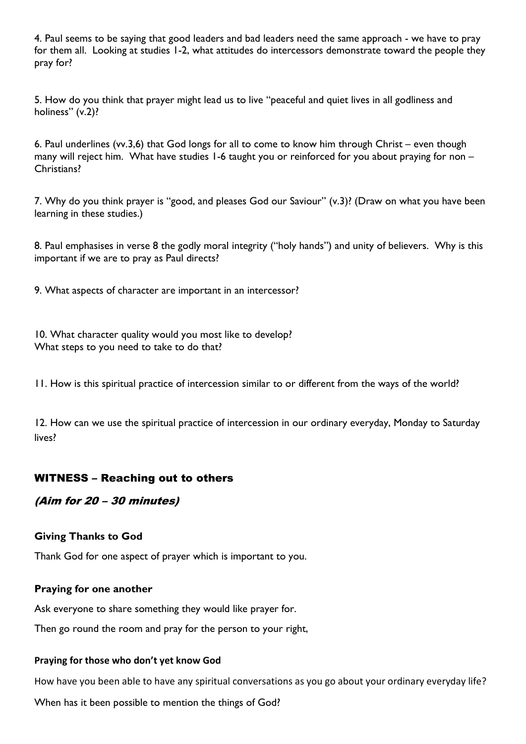4. Paul seems to be saying that good leaders and bad leaders need the same approach - we have to pray for them all. Looking at studies 1-2, what attitudes do intercessors demonstrate toward the people they pray for?

5. How do you think that prayer might lead us to live "peaceful and quiet lives in all godliness and holiness" (v.2)?

6. Paul underlines (vv.3,6) that God longs for all to come to know him through Christ – even though many will reject him. What have studies 1-6 taught you or reinforced for you about praying for non – Christians?

7. Why do you think prayer is "good, and pleases God our Saviour" (v.3)? (Draw on what you have been learning in these studies.)

8. Paul emphasises in verse 8 the godly moral integrity ("holy hands") and unity of believers. Why is this important if we are to pray as Paul directs?

9. What aspects of character are important in an intercessor?

10. What character quality would you most like to develop?
What steps to you need to take to do that?

11. How is this spiritual practice of intercession similar to or different from the ways of the world?

12. How can we use the spiritual practice of intercession in our ordinary everyday, Monday to Saturday lives?

## WITNESS – Reaching out to others

### *(Aim for 20 – 30 minutes)*

**Giving Thanks to God**

Thank God for one aspect of prayer which is important to you.

**Praying for one another**

Ask everyone to share something they would like prayer for.

Then go round the room and pray for the person to your right,

**Praying for those who don't yet know God**

How have you been able to have any spiritual conversations as you go about your ordinary everyday life?

When has it been possible to mention the things of God?